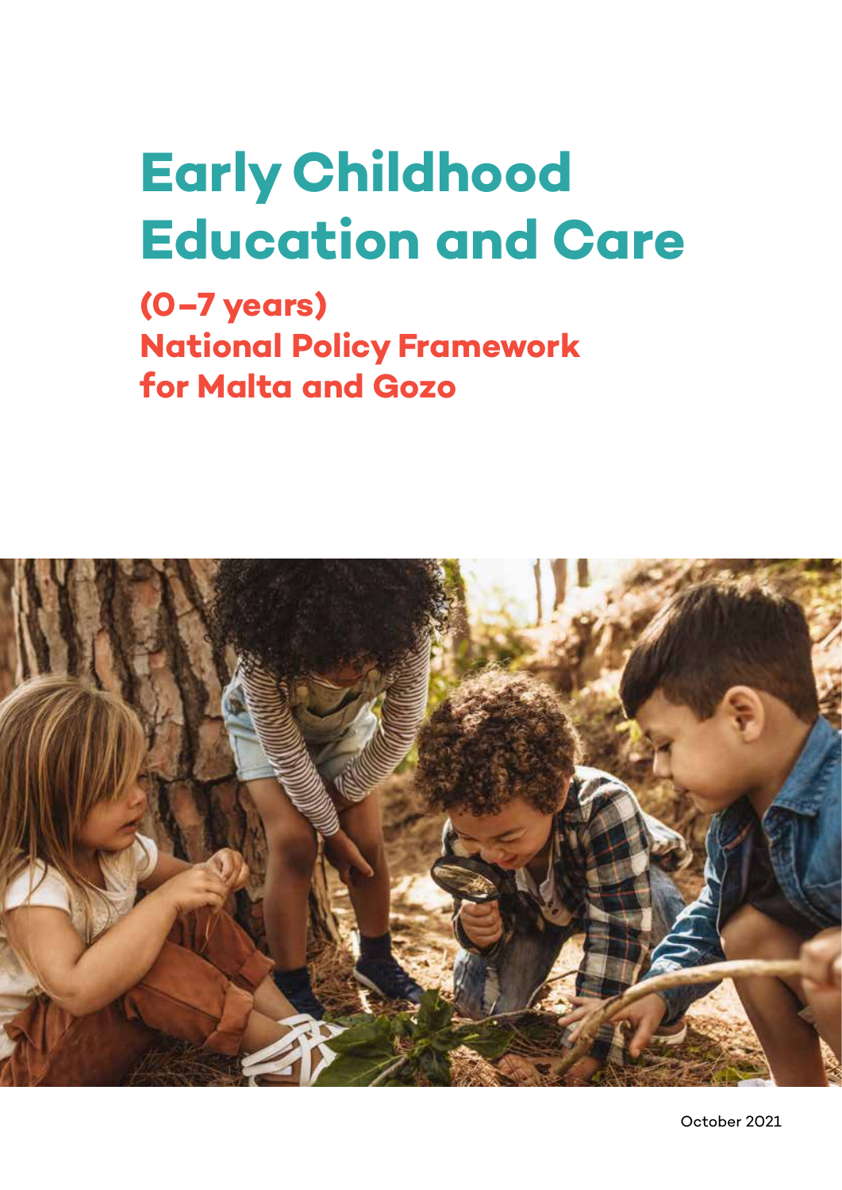# Early Childhood Education and Care

## (0–7 years) National Policy Framework for Malta and Gozo

October 2021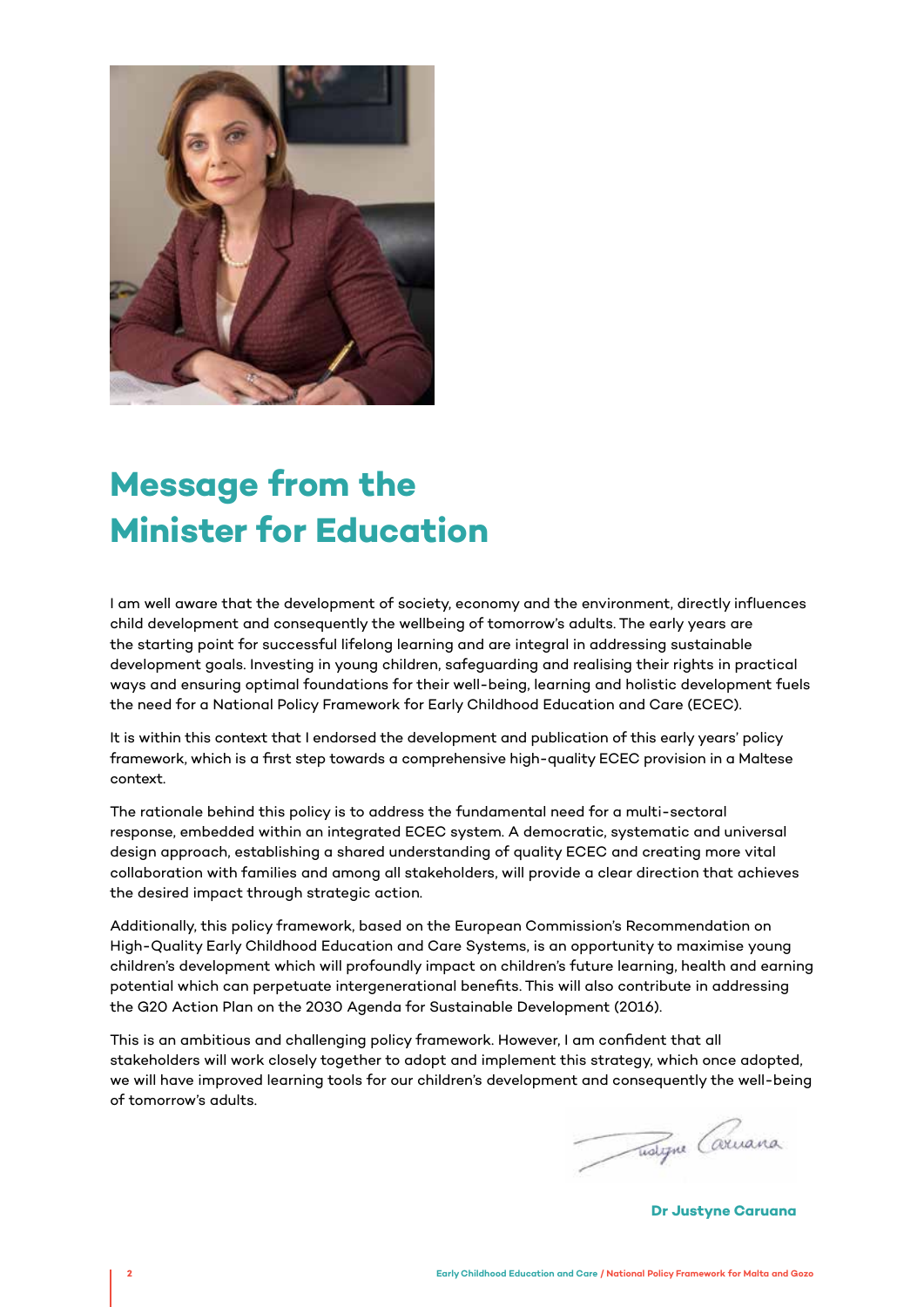# Message from the Minister for Education

I am well aware that the development of society, economy and the environment, directly influences child development and consequently the wellbeing of tomorrow's adults. The early years are the starting point for successful lifelong learning and are integral in addressing sustainable development goals. Investing in young children, safeguarding and realising their rights in practical ways and ensuring optimal foundations for their well-being, learning and holistic development fuels the need for a National Policy Framework for Early Childhood Education and Care (ECEC).

It is within this context that I endorsed the development and publication of this early years' policy framework, which is a first step towards a comprehensive high-quality ECEC provision in a Maltese context.

The rationale behind this policy is to address the fundamental need for a multi-sectoral response, embedded within an integrated ECEC system. A democratic, systematic and universal design approach, establishing a shared understanding of quality ECEC and creating more vital collaboration with families and among all stakeholders, will provide a clear direction that achieves the desired impact through strategic action.

Additionally, this policy framework, based on the European Commission's Recommendation on High-Quality Early Childhood Education and Care Systems, is an opportunity to maximise young children's development which will profoundly impact on children's future learning, health and earning potential which can perpetuate intergenerational benefits. This will also contribute in addressing the G20 Action Plan on the 2030 Agenda for Sustainable Development (2016).

This is an ambitious and challenging policy framework. However, I am confident that all stakeholders will work closely together to adopt and implement this strategy, which once adopted, we will have improved learning tools for our children's development and consequently the well-being of tomorrow's adults.

**Dr Justyne Caruana**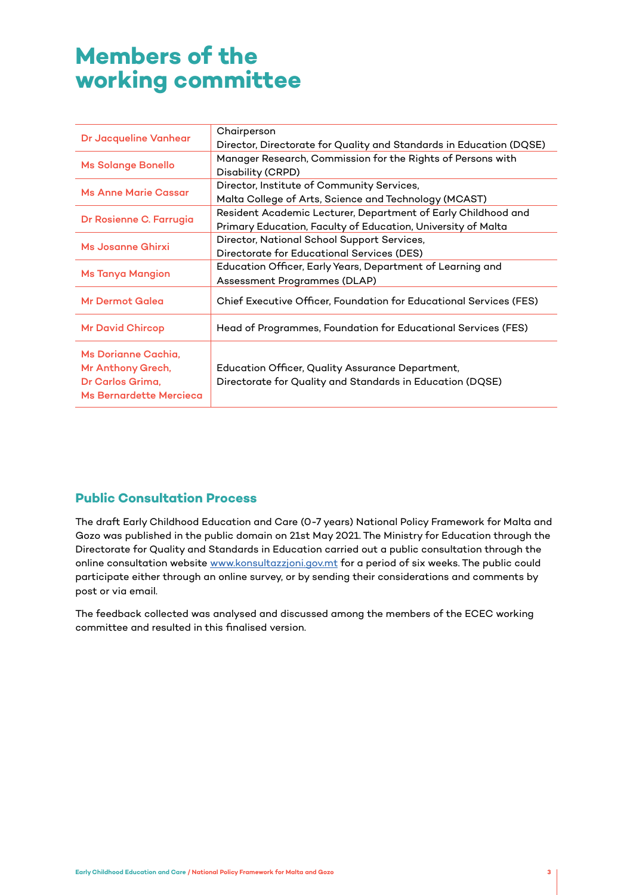# Members of the working committee

| | |
|---|---|
| Dr Jacqueline Vanhear | Chairperson<br>Director, Directorate for Quality and Standards in Education (DQSE) |
| Ms Solange Bonello | Manager Research, Commission for the Rights of Persons with Disability (CRPD) |
| Ms Anne Marie Cassar | Director, Institute of Community Services,<br>Malta College of Arts, Science and Technology (MCAST) |
| Dr Rosienne C. Farrugia | Resident Academic Lecturer, Department of Early Childhood and Primary Education, Faculty of Education, University of Malta |
| Ms Josanne Ghirxi | Director, National School Support Services,<br>Directorate for Educational Services (DES) |
| Ms Tanya Mangion | Education Officer, Early Years, Department of Learning and Assessment Programmes (DLAP) |
| Mr Dermot Galea | Chief Executive Officer, Foundation for Educational Services (FES) |
| Mr David Chircop | Head of Programmes, Foundation for Educational Services (FES) |
| Ms Dorianne Cachia,<br>Mr Anthony Grech,<br>Dr Carlos Grima,<br>Ms Bernardette Mercieca | Education Officer, Quality Assurance Department,<br>Directorate for Quality and Standards in Education (DQSE) |

## Public Consultation Process

The draft Early Childhood Education and Care (0-7 years) National Policy Framework for Malta and Gozo was published in the public domain on 21st May 2021. The Ministry for Education through the Directorate for Quality and Standards in Education carried out a public consultation through the online consultation website www.konsultazzjoni.gov.mt for a period of six weeks. The public could participate either through an online survey, or by sending their considerations and comments by post or via email.

The feedback collected was analysed and discussed among the members of the ECEC working committee and resulted in this finalised version.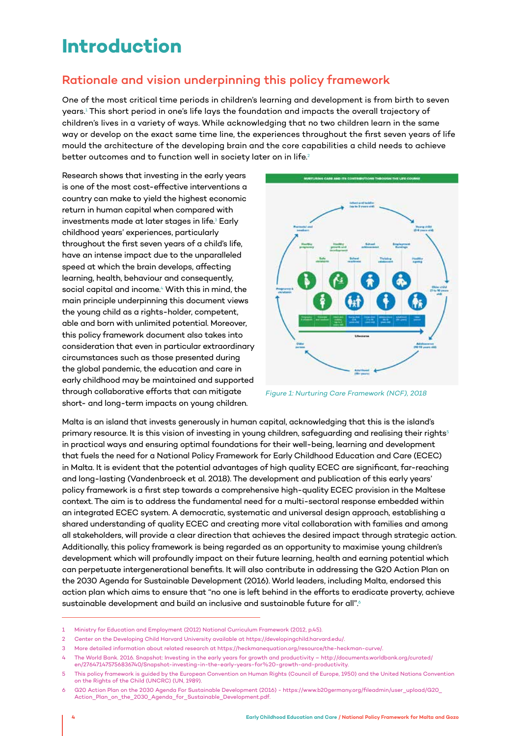# Introduction

## Rationale and vision underpinning this policy framework

One of the most critical time periods in children's learning and development is from birth to seven years.[1] This short period in one's life lays the foundation and impacts the overall trajectory of children's lives in a variety of ways. While acknowledging that no two children learn in the same way or develop on the exact same time line, the experiences throughout the first seven years of life mould the architecture of the developing brain and the core capabilities a child needs to achieve better outcomes and to function well in society later on in life.[2]

Research shows that investing in the early years is one of the most cost-effective interventions a country can make to yield the highest economic return in human capital when compared with investments made at later stages in life.[3] Early childhood years' experiences, particularly throughout the first seven years of a child's life, have an intense impact due to the unparalleled speed at which the brain develops, affecting learning, health, behaviour and consequently, social capital and income.[4] With this in mind, the main principle underpinning this document views the young child as a rights-holder, competent, able and born with unlimited potential. Moreover, this policy framework document also takes into consideration that even in particular extraordinary circumstances such as those presented during the global pandemic, the education and care in early childhood may be maintained and supported through collaborative efforts that can mitigate short- and long-term impacts on young children.

*Figure 1: Nurturing Care Framework (NCF), 2018*

Malta is an island that invests generously in human capital, acknowledging that this is the island's primary resource. It is this vision of investing in young children, safeguarding and realising their rights[5] in practical ways and ensuring optimal foundations for their well-being, learning and development that fuels the need for a National Policy Framework for Early Childhood Education and Care (ECEC) in Malta. It is evident that the potential advantages of high quality ECEC are significant, far-reaching and long-lasting (Vandenbroeck et al. 2018). The development and publication of this early years' policy framework is a first step towards a comprehensive high-quality ECEC provision in the Maltese context. The aim is to address the fundamental need for a multi-sectoral response embedded within an integrated ECEC system. A democratic, systematic and universal design approach, establishing a shared understanding of quality ECEC and creating more vital collaboration with families and among all stakeholders, will provide a clear direction that achieves the desired impact through strategic action. Additionally, this policy framework is being regarded as an opportunity to maximise young children's development which will profoundly impact on their future learning, health and earning potential which can perpetuate intergenerational benefits. It will also contribute in addressing the G20 Action Plan on the 2030 Agenda for Sustainable Development (2016). World leaders, including Malta, endorsed this action plan which aims to ensure that "no one is left behind in the efforts to eradicate proverty, achieve sustainable development and build an inclusive and sustainable future for all".[6]

---

1 Ministry for Education and Employment (2012) National Curriculum Framework (2012, p.45).

2 Center on the Developing Child Harvard University available at https://developingchild.harvard.edu/.

3 More detailed information about related research at https://heckmanequation.org/resource/the-heckman-curve/.

4 The World Bank. 2016. Snapshot: Investing in the early years for growth and productivity – http://documents.worldbank.org/curated/en/276471475756836740/Snapshot-investing-in-the-early-years-for%20-growth-and-productivity.

5 This policy framework is guided by the European Convention on Human Rights (Council of Europe, 1950) and the United Nations Convention on the Rights of the Child (UNCRC) (UN, 1989).

6 G20 Action Plan on the 2030 Agenda For Sustainable Development (2016) - https://www.b20germany.org/fileadmin/user_upload/G20_Action_Plan_on_the_2030_Agenda_for_Sustainable_Development.pdf.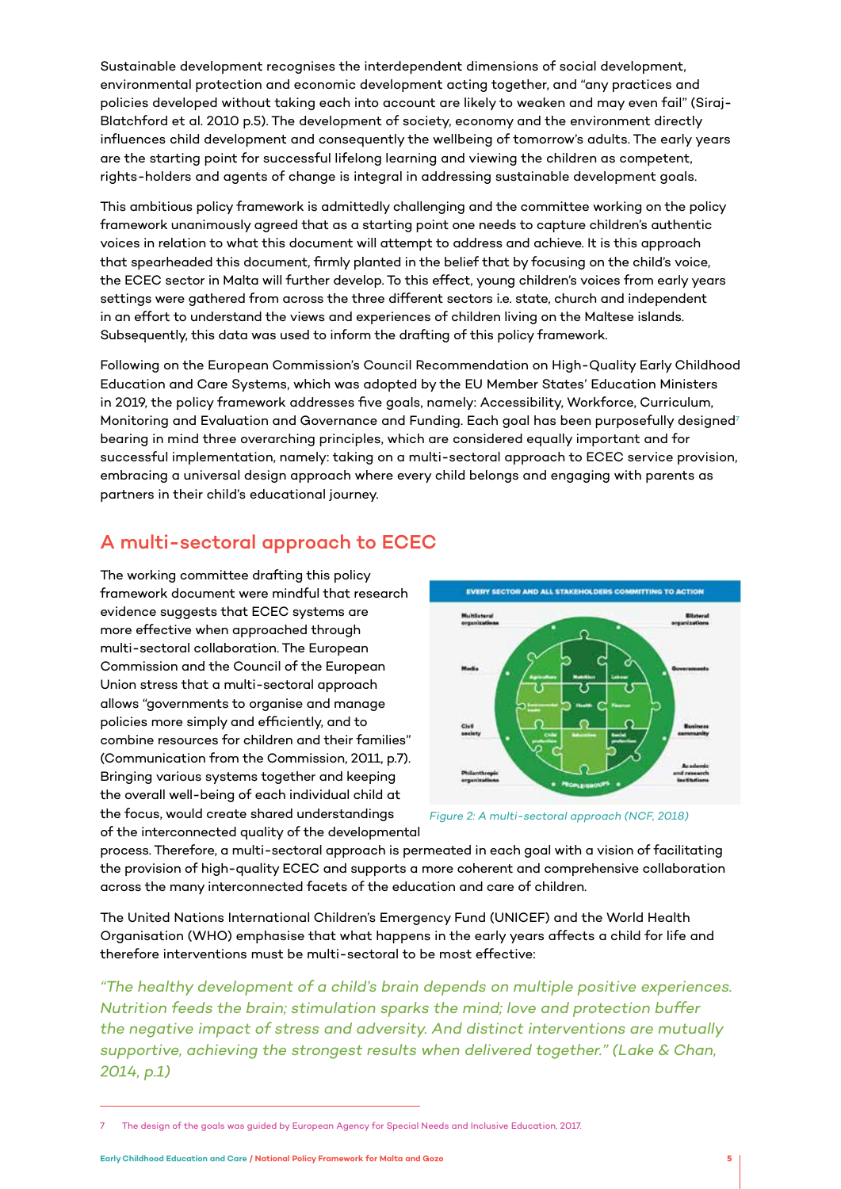Sustainable development recognises the interdependent dimensions of social development, environmental protection and economic development acting together, and "any practices and policies developed without taking each into account are likely to weaken and may even fail" (Siraj-Blatchford et al. 2010 p.5). The development of society, economy and the environment directly influences child development and consequently the wellbeing of tomorrow's adults. The early years are the starting point for successful lifelong learning and viewing the children as competent, rights-holders and agents of change is integral in addressing sustainable development goals.

This ambitious policy framework is admittedly challenging and the committee working on the policy framework unanimously agreed that as a starting point one needs to capture children's authentic voices in relation to what this document will attempt to address and achieve. It is this approach that spearheaded this document, firmly planted in the belief that by focusing on the child's voice, the ECEC sector in Malta will further develop. To this effect, young children's voices from early years settings were gathered from across the three different sectors i.e. state, church and independent in an effort to understand the views and experiences of children living on the Maltese islands. Subsequently, this data was used to inform the drafting of this policy framework.

Following on the European Commission's Council Recommendation on High-Quality Early Childhood Education and Care Systems, which was adopted by the EU Member States' Education Ministers in 2019, the policy framework addresses five goals, namely: Accessibility, Workforce, Curriculum, Monitoring and Evaluation and Governance and Funding. Each goal has been purposefully designed[7] bearing in mind three overarching principles, which are considered equally important and for successful implementation, namely: taking on a multi-sectoral approach to ECEC service provision, embracing a universal design approach where every child belongs and engaging with parents as partners in their child's educational journey.

## A multi-sectoral approach to ECEC

The working committee drafting this policy framework document were mindful that research evidence suggests that ECEC systems are more effective when approached through multi-sectoral collaboration. The European Commission and the Council of the European Union stress that a multi-sectoral approach allows "governments to organise and manage policies more simply and efficiently, and to combine resources for children and their families" (Communication from the Commission, 2011, p.7). Bringing various systems together and keeping the overall well-being of each individual child at the focus, would create shared understandings of the interconnected quality of the developmental process. Therefore, a multi-sectoral approach is permeated in each goal with a vision of facilitating the provision of high-quality ECEC and supports a more coherent and comprehensive collaboration across the many interconnected facets of the education and care of children.

*Figure 2: A multi-sectoral approach (NCF, 2018)*

The United Nations International Children's Emergency Fund (UNICEF) and the World Health Organisation (WHO) emphasise that what happens in the early years affects a child for life and therefore interventions must be multi-sectoral to be most effective:

*"The healthy development of a child's brain depends on multiple positive experiences. Nutrition feeds the brain; stimulation sparks the mind; love and protection buffer the negative impact of stress and adversity. And distinct interventions are mutually supportive, achieving the strongest results when delivered together." (Lake & Chan, 2014, p.1)*

---

7 The design of the goals was guided by European Agency for Special Needs and Inclusive Education, 2017.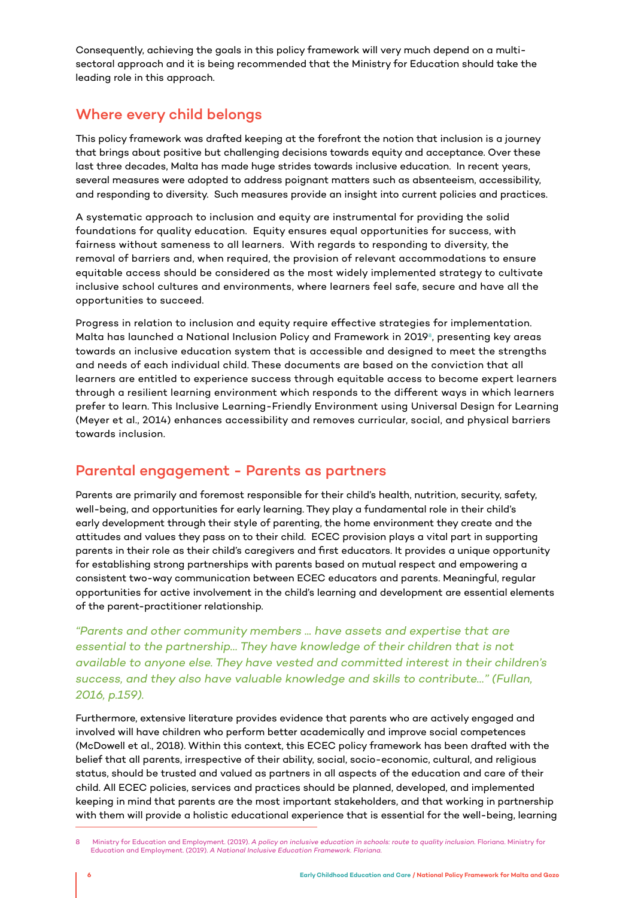Consequently, achieving the goals in this policy framework will very much depend on a multi-sectoral approach and it is being recommended that the Ministry for Education should take the leading role in this approach.

## Where every child belongs

This policy framework was drafted keeping at the forefront the notion that inclusion is a journey that brings about positive but challenging decisions towards equity and acceptance. Over these last three decades, Malta has made huge strides towards inclusive education. In recent years, several measures were adopted to address poignant matters such as absenteeism, accessibility, and responding to diversity. Such measures provide an insight into current policies and practices.

A systematic approach to inclusion and equity are instrumental for providing the solid foundations for quality education. Equity ensures equal opportunities for success, with fairness without sameness to all learners. With regards to responding to diversity, the removal of barriers and, when required, the provision of relevant accommodations to ensure equitable access should be considered as the most widely implemented strategy to cultivate inclusive school cultures and environments, where learners feel safe, secure and have all the opportunities to succeed.

Progress in relation to inclusion and equity require effective strategies for implementation. Malta has launched a National Inclusion Policy and Framework in 2019[8], presenting key areas towards an inclusive education system that is accessible and designed to meet the strengths and needs of each individual child. These documents are based on the conviction that all learners are entitled to experience success through equitable access to become expert learners through a resilient learning environment which responds to the different ways in which learners prefer to learn. This Inclusive Learning-Friendly Environment using Universal Design for Learning (Meyer et al., 2014) enhances accessibility and removes curricular, social, and physical barriers towards inclusion.

## Parental engagement - Parents as partners

Parents are primarily and foremost responsible for their child's health, nutrition, security, safety, well-being, and opportunities for early learning. They play a fundamental role in their child's early development through their style of parenting, the home environment they create and the attitudes and values they pass on to their child. ECEC provision plays a vital part in supporting parents in their role as their child's caregivers and first educators. It provides a unique opportunity for establishing strong partnerships with parents based on mutual respect and empowering a consistent two-way communication between ECEC educators and parents. Meaningful, regular opportunities for active involvement in the child's learning and development are essential elements of the parent-practitioner relationship.

*"Parents and other community members … have assets and expertise that are essential to the partnership… They have knowledge of their children that is not available to anyone else. They have vested and committed interest in their children's success, and they also have valuable knowledge and skills to contribute…" (Fullan, 2016, p.159).*

Furthermore, extensive literature provides evidence that parents who are actively engaged and involved will have children who perform better academically and improve social competences (McDowell et al., 2018). Within this context, this ECEC policy framework has been drafted with the belief that all parents, irrespective of their ability, social, socio-economic, cultural, and religious status, should be trusted and valued as partners in all aspects of the education and care of their child. All ECEC policies, services and practices should be planned, developed, and implemented keeping in mind that parents are the most important stakeholders, and that working in partnership with them will provide a holistic educational experience that is essential for the well-being, learning

---

8 Ministry for Education and Employment. (2019). *A policy on inclusive education in schools: route to quality inclusion.* Floriana. Ministry for Education and Employment. (2019). *A National Inclusive Education Framework. Floriana.*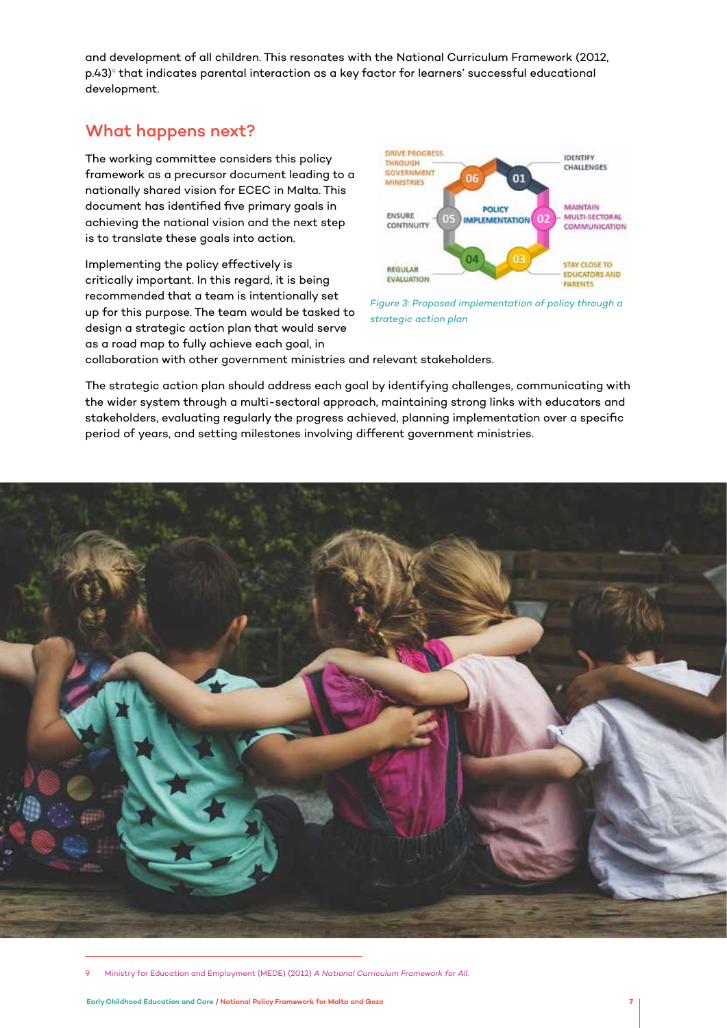and development of all children. This resonates with the National Curriculum Framework (2012, p.43)[9] that indicates parental interaction as a key factor for learners' successful educational development.

## What happens next?

The working committee considers this policy framework as a precursor document leading to a nationally shared vision for ECEC in Malta. This document has identified five primary goals in achieving the national vision and the next step is to translate these goals into action.

Implementing the policy effectively is critically important. In this regard, it is being recommended that a team is intentionally set up for this purpose. The team would be tasked to design a strategic action plan that would serve as a road map to fully achieve each goal, in collaboration with other government ministries and relevant stakeholders.

POLICY IMPLEMENTATION

01 IDENTIFY CHALLENGES

02 MAINTAIN MULTI-SECTORAL COMMUNICATION

03 STAY CLOSE TO EDUCATORS AND PARENTS

04 REGULAR EVALUATION

05 ENSURE CONTINUITY

06 DRIVE PROGRESS THROUGH GOVERNMENT MINISTRIES

*Figure 3: Proposed implementation of policy through a strategic action plan*

The strategic action plan should address each goal by identifying challenges, communicating with the wider system through a multi-sectoral approach, maintaining strong links with educators and stakeholders, evaluating regularly the progress achieved, planning implementation over a specific period of years, and setting milestones involving different government ministries.

---

9 Ministry for Education and Employment (MEDE) (2012) *A National Curriculum Framework for All.*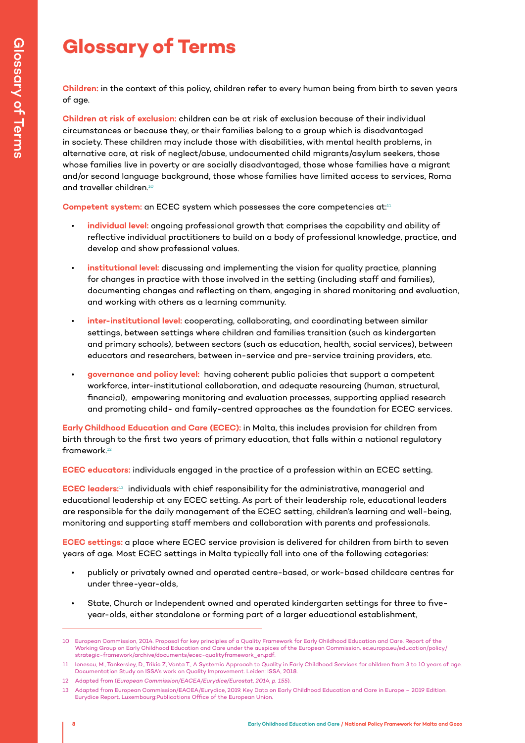# Glossary of Terms

**Children:** in the context of this policy, children refer to every human being from birth to seven years of age.

**Children at risk of exclusion:** children can be at risk of exclusion because of their individual circumstances or because they, or their families belong to a group which is disadvantaged in society. These children may include those with disabilities, with mental health problems, in alternative care, at risk of neglect/abuse, undocumented child migrants/asylum seekers, those whose families live in poverty or are socially disadvantaged, those whose families have a migrant and/or second language background, those whose families have limited access to services, Roma and traveller children.[10]

**Competent system:** an ECEC system which possesses the core competencies at:[11]

- **individual level:** ongoing professional growth that comprises the capability and ability of reflective individual practitioners to build on a body of professional knowledge, practice, and develop and show professional values.
- **institutional level:** discussing and implementing the vision for quality practice, planning for changes in practice with those involved in the setting (including staff and families), documenting changes and reflecting on them, engaging in shared monitoring and evaluation, and working with others as a learning community.
- **inter-institutional level:** cooperating, collaborating, and coordinating between similar settings, between settings where children and families transition (such as kindergarten and primary schools), between sectors (such as education, health, social services), between educators and researchers, between in-service and pre-service training providers, etc.
- **governance and policy level:** having coherent public policies that support a competent workforce, inter-institutional collaboration, and adequate resourcing (human, structural, financial), empowering monitoring and evaluation processes, supporting applied research and promoting child- and family-centred approaches as the foundation for ECEC services.

**Early Childhood Education and Care (ECEC):** in Malta, this includes provision for children from birth through to the first two years of primary education, that falls within a national regulatory framework.[12]

**ECEC educators:** individuals engaged in the practice of a profession within an ECEC setting.

**ECEC leaders:**[13] individuals with chief responsibility for the administrative, managerial and educational leadership at any ECEC setting. As part of their leadership role, educational leaders are responsible for the daily management of the ECEC setting, children's learning and well-being, monitoring and supporting staff members and collaboration with parents and professionals.

**ECEC settings:** a place where ECEC service provision is delivered for children from birth to seven years of age. Most ECEC settings in Malta typically fall into one of the following categories:

- publicly or privately owned and operated centre-based, or work-based childcare centres for under three-year-olds,
- State, Church or Independent owned and operated kindergarten settings for three to five-year-olds, either standalone or forming part of a larger educational establishment,

---

10 European Commission, 2014. Proposal for key principles of a Quality Framework for Early Childhood Education and Care. Report of the Working Group on Early Childhood Education and Care under the auspices of the European Commission. ec.europa.eu/education/policy/strategic-framework/archive/documents/ecec-qualityframework_en.pdf.

11 Ionescu, M., Tankersley, D., Trikic Z, Vonta T., A Systemic Approach to Quality in Early Childhood Services for children from 3 to 10 years of age. Documentation Study on ISSA's work on Quality Improvement. Leiden: ISSA, 2018.

12 Adapted from (*European Commission/EACEA/Eurydice/Eurostat, 2014, p. 155*).

13 Adapted from European Commission/EACEA/Eurydice, 2019. Key Data on Early Childhood Education and Care in Europe – 2019 Edition. Eurydice Report. Luxembourg:Publications Office of the European Union.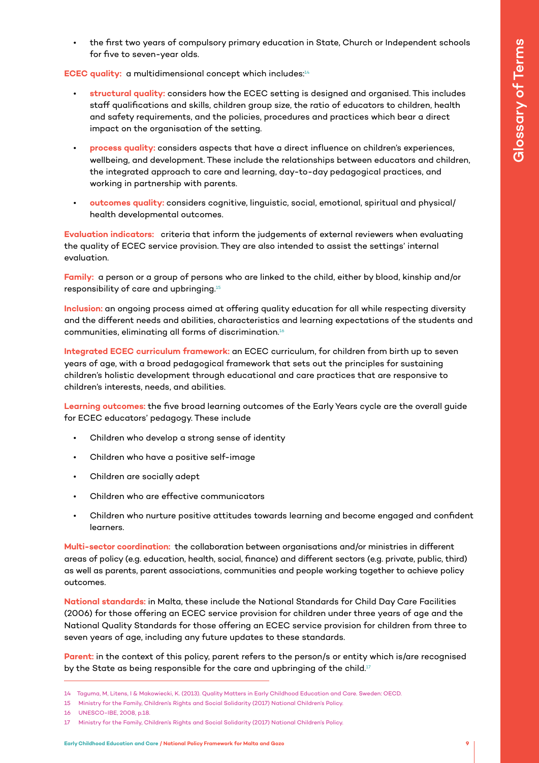- the first two years of compulsory primary education in State, Church or Independent schools for five to seven-year olds.

**ECEC quality:** a multidimensional concept which includes:[14]

- **structural quality:** considers how the ECEC setting is designed and organised. This includes staff qualifications and skills, children group size, the ratio of educators to children, health and safety requirements, and the policies, procedures and practices which bear a direct impact on the organisation of the setting.
- **process quality:** considers aspects that have a direct influence on children's experiences, wellbeing, and development. These include the relationships between educators and children, the integrated approach to care and learning, day-to-day pedagogical practices, and working in partnership with parents.
- **outcomes quality:** considers cognitive, linguistic, social, emotional, spiritual and physical/health developmental outcomes.

**Evaluation indicators:** criteria that inform the judgements of external reviewers when evaluating the quality of ECEC service provision. They are also intended to assist the settings' internal evaluation.

**Family:** a person or a group of persons who are linked to the child, either by blood, kinship and/or responsibility of care and upbringing.[15]

**Inclusion:** an ongoing process aimed at offering quality education for all while respecting diversity and the different needs and abilities, characteristics and learning expectations of the students and communities, eliminating all forms of discrimination.[16]

**Integrated ECEC curriculum framework:** an ECEC curriculum, for children from birth up to seven years of age, with a broad pedagogical framework that sets out the principles for sustaining children's holistic development through educational and care practices that are responsive to children's interests, needs, and abilities.

**Learning outcomes:** the five broad learning outcomes of the Early Years cycle are the overall guide for ECEC educators' pedagogy. These include

- Children who develop a strong sense of identity
- Children who have a positive self-image
- Children are socially adept
- Children who are effective communicators
- Children who nurture positive attitudes towards learning and become engaged and confident learners.

**Multi-sector coordination:** the collaboration between organisations and/or ministries in different areas of policy (e.g. education, health, social, finance) and different sectors (e.g. private, public, third) as well as parents, parent associations, communities and people working together to achieve policy outcomes.

**National standards:** in Malta, these include the National Standards for Child Day Care Facilities (2006) for those offering an ECEC service provision for children under three years of age and the National Quality Standards for those offering an ECEC service provision for children from three to seven years of age, including any future updates to these standards.

**Parent:** in the context of this policy, parent refers to the person/s or entity which is/are recognised by the State as being responsible for the care and upbringing of the child.[17]

---

14 Taguma, M, Litens, I & Makowiecki, K. (2013). Quality Matters in Early Childhood Education and Care. Sweden: OECD.

15 Ministry for the Family, Children's Rights and Social Solidarity (2017) National Children's Policy.

16 UNESCO-IBE, 2008, p.18.

17 Ministry for the Family, Children's Rights and Social Solidarity (2017) National Children's Policy.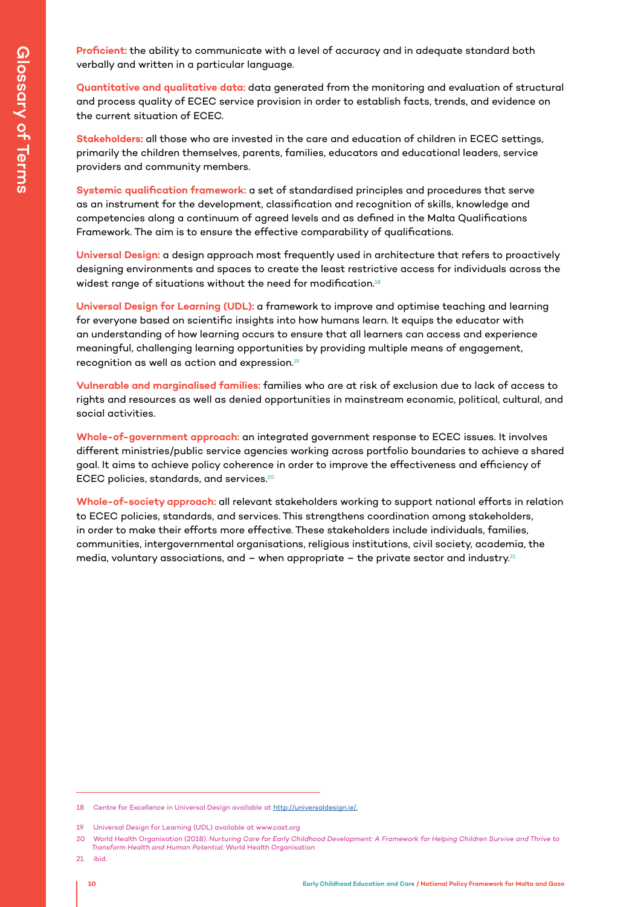**Proficient:** the ability to communicate with a level of accuracy and in adequate standard both verbally and written in a particular language.

**Quantitative and qualitative data:** data generated from the monitoring and evaluation of structural and process quality of ECEC service provision in order to establish facts, trends, and evidence on the current situation of ECEC.

**Stakeholders:** all those who are invested in the care and education of children in ECEC settings, primarily the children themselves, parents, families, educators and educational leaders, service providers and community members.

**Systemic qualification framework:** a set of standardised principles and procedures that serve as an instrument for the development, classification and recognition of skills, knowledge and competencies along a continuum of agreed levels and as defined in the Malta Qualifications Framework. The aim is to ensure the effective comparability of qualifications.

**Universal Design:** a design approach most frequently used in architecture that refers to proactively designing environments and spaces to create the least restrictive access for individuals across the widest range of situations without the need for modification.[18]

**Universal Design for Learning (UDL):** a framework to improve and optimise teaching and learning for everyone based on scientific insights into how humans learn. It equips the educator with an understanding of how learning occurs to ensure that all learners can access and experience meaningful, challenging learning opportunities by providing multiple means of engagement, recognition as well as action and expression.[19]

**Vulnerable and marginalised families:** families who are at risk of exclusion due to lack of access to rights and resources as well as denied opportunities in mainstream economic, political, cultural, and social activities.

**Whole-of-government approach:** an integrated government response to ECEC issues. It involves different ministries/public service agencies working across portfolio boundaries to achieve a shared goal. It aims to achieve policy coherence in order to improve the effectiveness and efficiency of ECEC policies, standards, and services.[20]

**Whole-of-society approach:** all relevant stakeholders working to support national efforts in relation to ECEC policies, standards, and services. This strengthens coordination among stakeholders, in order to make their efforts more effective. These stakeholders include individuals, families, communities, intergovernmental organisations, religious institutions, civil society, academia, the media, voluntary associations, and – when appropriate – the private sector and industry.[21]

---

18 Centre for Excellence in Universal Design available at http://universaldesign.ie/.

19 Universal Design for Learning (UDL) available at www.cast.org

20 World Health Organisation (2018). *Nurturing Care for Early Childhood Development: A Framework for Helping Children Survive and Thrive to Transform Health and Human Potential.* World Health Organisation

21 ibid.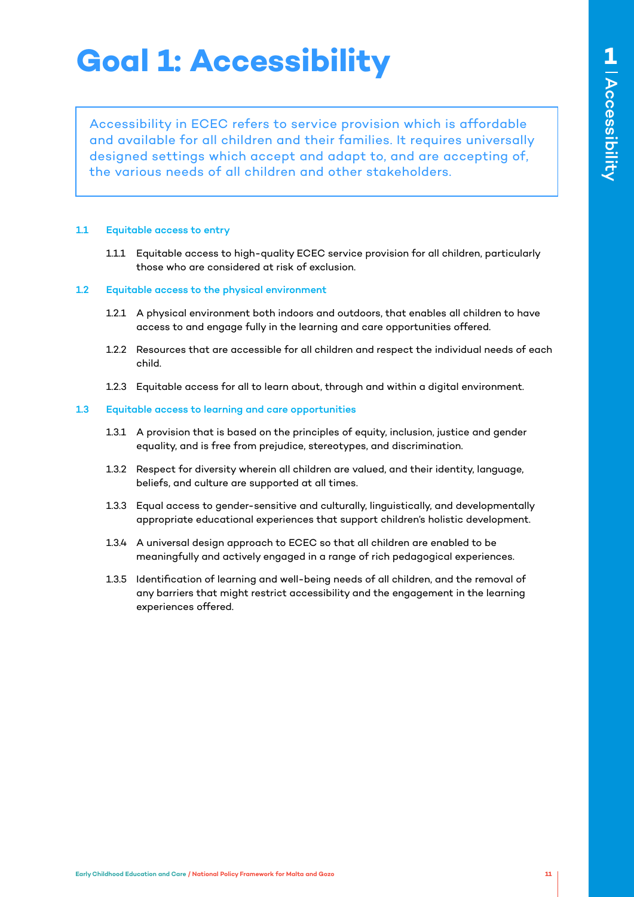# Goal 1: Accessibility

> Accessibility in ECEC refers to service provision which is affordable and available for all children and their families. It requires universally designed settings which accept and adapt to, and are accepting of, the various needs of all children and other stakeholders.

### 1.1 Equitable access to entry

1.1.1 Equitable access to high-quality ECEC service provision for all children, particularly those who are considered at risk of exclusion.

### 1.2 Equitable access to the physical environment

1.2.1 A physical environment both indoors and outdoors, that enables all children to have access to and engage fully in the learning and care opportunities offered.

1.2.2 Resources that are accessible for all children and respect the individual needs of each child.

1.2.3 Equitable access for all to learn about, through and within a digital environment.

### 1.3 Equitable access to learning and care opportunities

1.3.1 A provision that is based on the principles of equity, inclusion, justice and gender equality, and is free from prejudice, stereotypes, and discrimination.

1.3.2 Respect for diversity wherein all children are valued, and their identity, language, beliefs, and culture are supported at all times.

1.3.3 Equal access to gender-sensitive and culturally, linguistically, and developmentally appropriate educational experiences that support children's holistic development.

1.3.4 A universal design approach to ECEC so that all children are enabled to be meaningfully and actively engaged in a range of rich pedagogical experiences.

1.3.5 Identification of learning and well-being needs of all children, and the removal of any barriers that might restrict accessibility and the engagement in the learning experiences offered.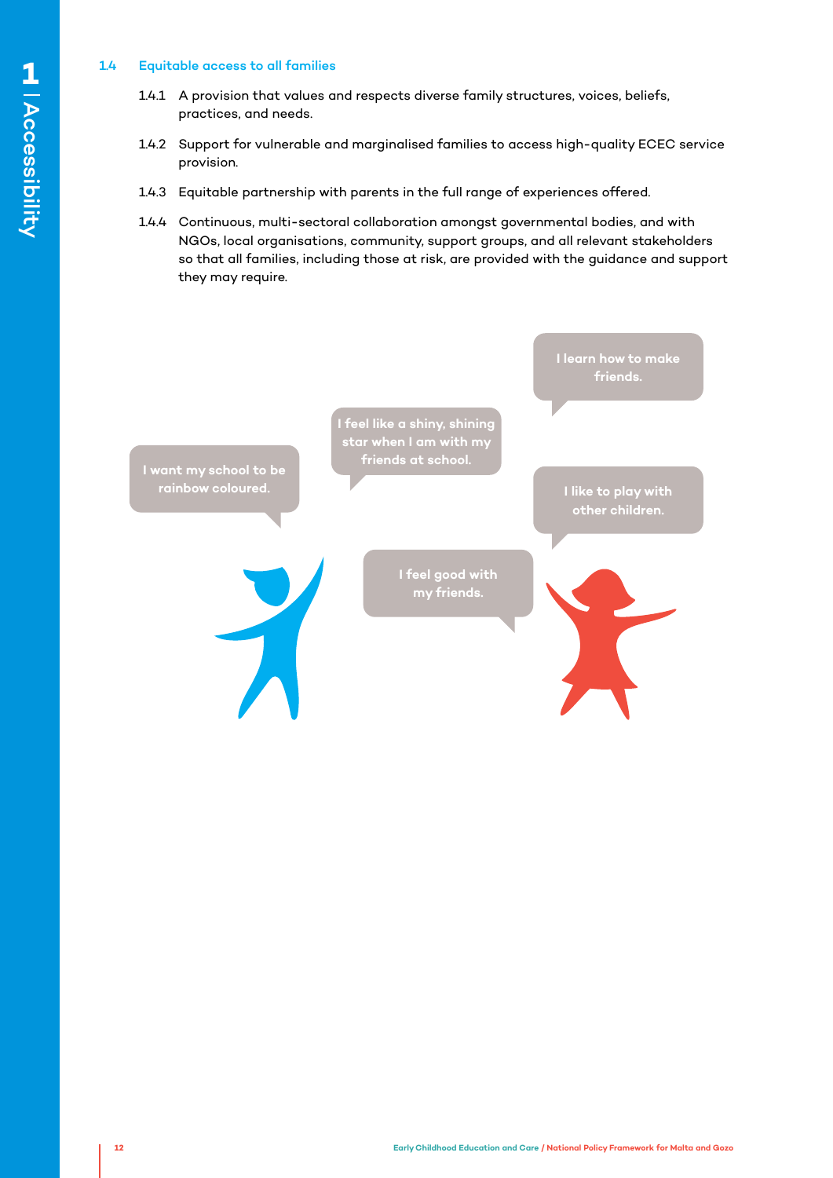### 1.4 Equitable access to all families

1.4.1 A provision that values and respects diverse family structures, voices, beliefs, practices, and needs.

1.4.2 Support for vulnerable and marginalised families to access high-quality ECEC service provision.

1.4.3 Equitable partnership with parents in the full range of experiences offered.

1.4.4 Continuous, multi-sectoral collaboration amongst governmental bodies, and with NGOs, local organisations, community, support groups, and all relevant stakeholders so that all families, including those at risk, are provided with the guidance and support they may require.

I learn how to make friends.

I feel like a shiny, shining star when I am with my friends at school.

I want my school to be rainbow coloured.

I like to play with other children.

I feel good with my friends.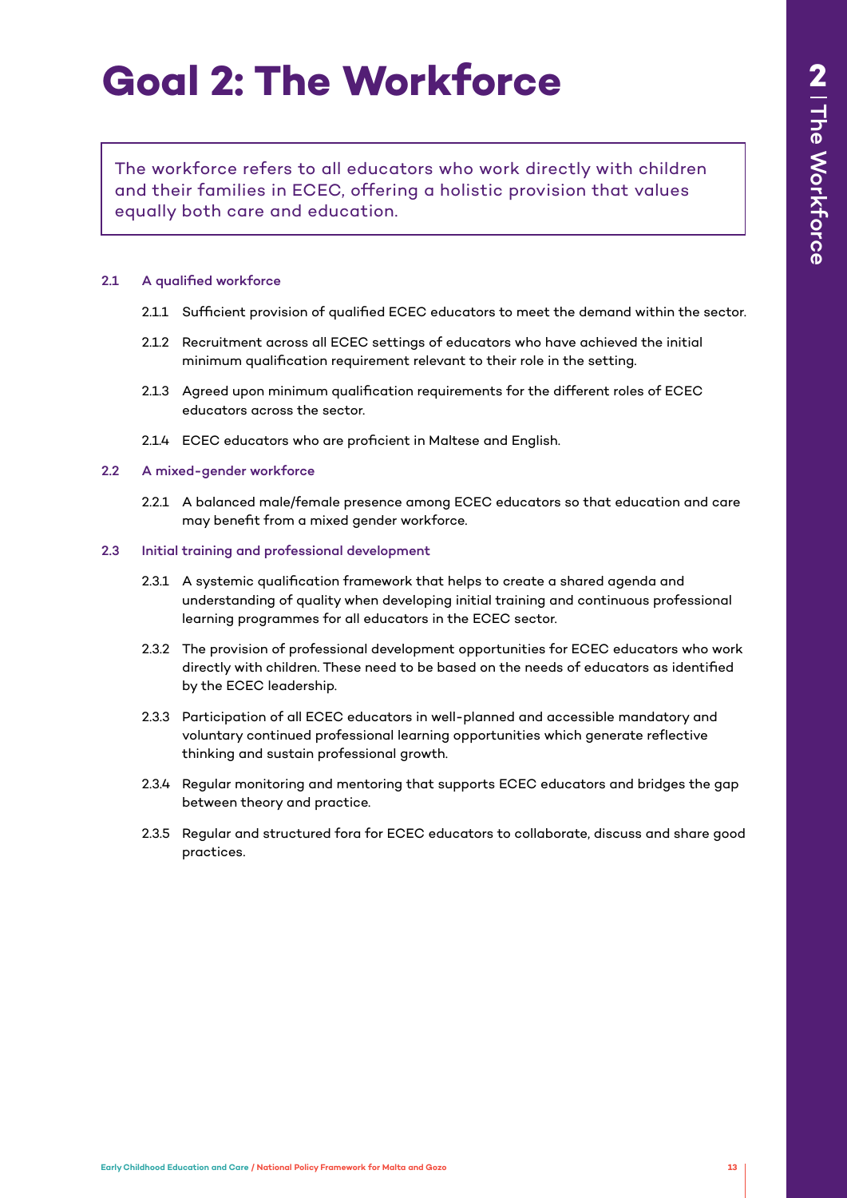# Goal 2: The Workforce

The workforce refers to all educators who work directly with children and their families in ECEC, offering a holistic provision that values equally both care and education.

### 2.1 A qualified workforce

2.1.1 Sufficient provision of qualified ECEC educators to meet the demand within the sector.

2.1.2 Recruitment across all ECEC settings of educators who have achieved the initial minimum qualification requirement relevant to their role in the setting.

2.1.3 Agreed upon minimum qualification requirements for the different roles of ECEC educators across the sector.

2.1.4 ECEC educators who are proficient in Maltese and English.

### 2.2 A mixed-gender workforce

2.2.1 A balanced male/female presence among ECEC educators so that education and care may benefit from a mixed gender workforce.

### 2.3 Initial training and professional development

2.3.1 A systemic qualification framework that helps to create a shared agenda and understanding of quality when developing initial training and continuous professional learning programmes for all educators in the ECEC sector.

2.3.2 The provision of professional development opportunities for ECEC educators who work directly with children. These need to be based on the needs of educators as identified by the ECEC leadership.

2.3.3 Participation of all ECEC educators in well-planned and accessible mandatory and voluntary continued professional learning opportunities which generate reflective thinking and sustain professional growth.

2.3.4 Regular monitoring and mentoring that supports ECEC educators and bridges the gap between theory and practice.

2.3.5 Regular and structured fora for ECEC educators to collaborate, discuss and share good practices.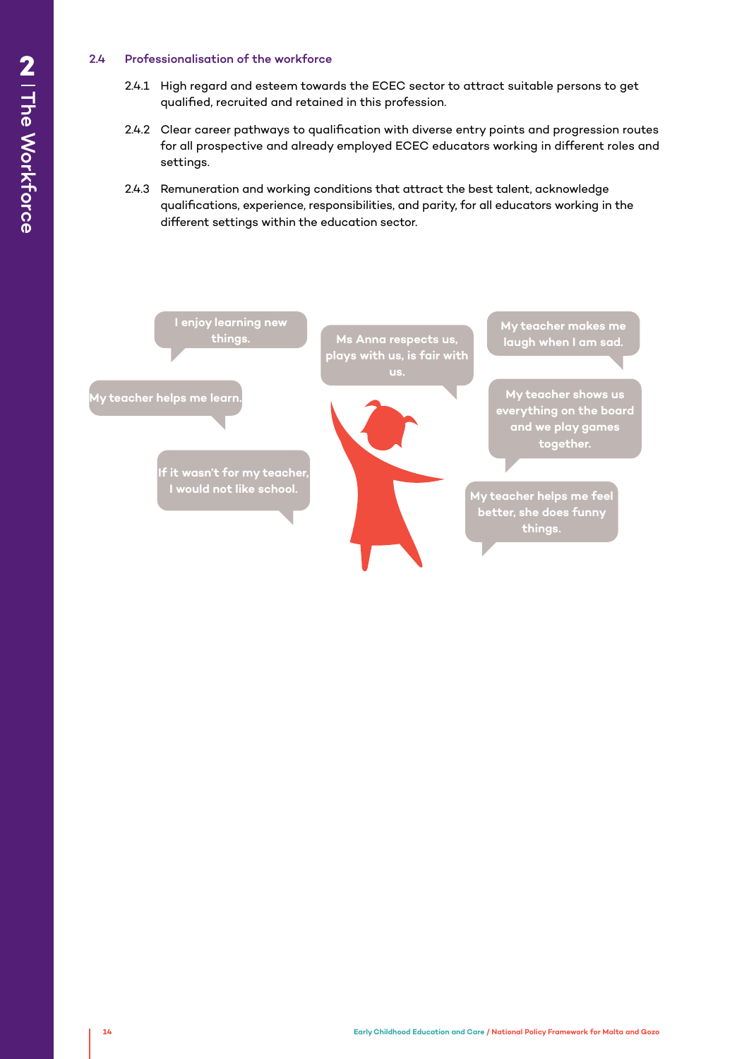## 2.4 Professionalisation of the workforce

2.4.1 High regard and esteem towards the ECEC sector to attract suitable persons to get qualified, recruited and retained in this profession.

2.4.2 Clear career pathways to qualification with diverse entry points and progression routes for all prospective and already employed ECEC educators working in different roles and settings.

2.4.3 Remuneration and working conditions that attract the best talent, acknowledge qualifications, experience, responsibilities, and parity, for all educators working in the different settings within the education sector.

I enjoy learning new things.

Ms Anna respects us, plays with us, is fair with us.

My teacher makes me laugh when I am sad.

My teacher helps me learn.

My teacher shows us everything on the board and we play games together.

If it wasn't for my teacher, I would not like school.

My teacher helps me feel better, she does funny things.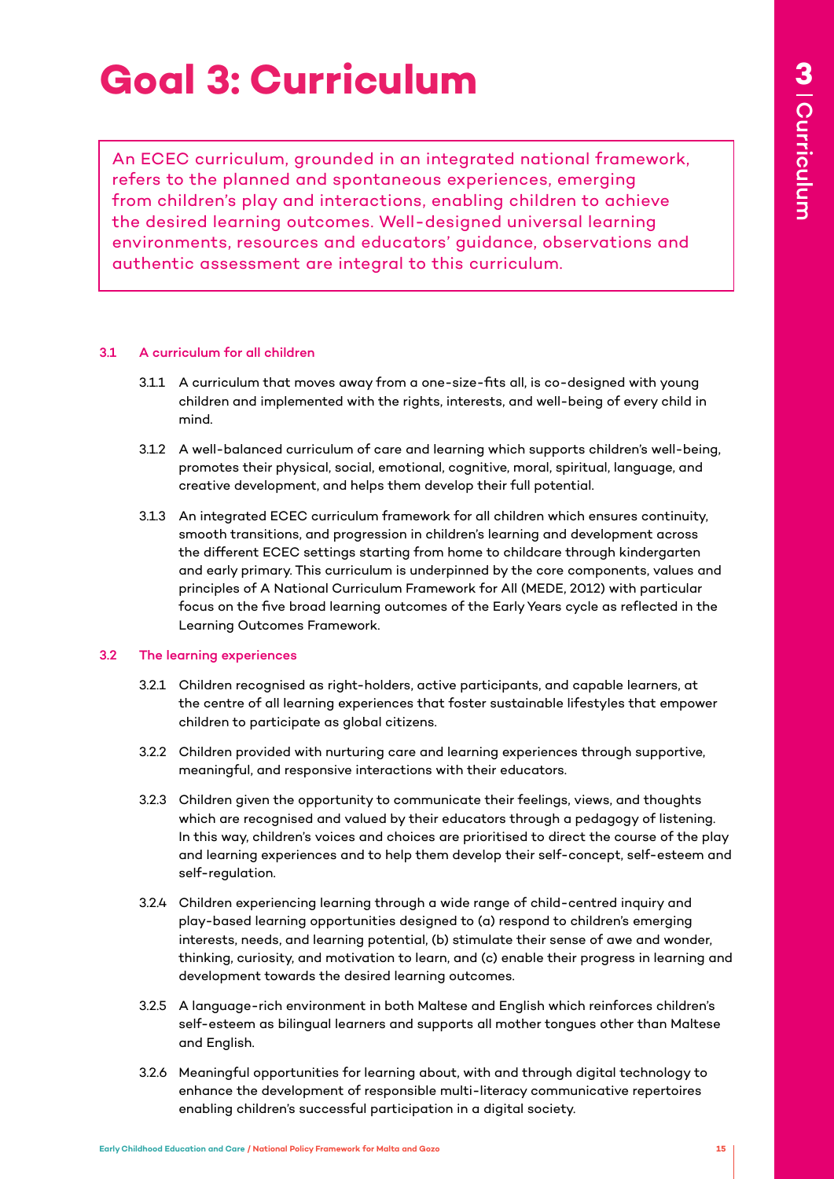# Goal 3: Curriculum

An ECEC curriculum, grounded in an integrated national framework, refers to the planned and spontaneous experiences, emerging from children's play and interactions, enabling children to achieve the desired learning outcomes. Well-designed universal learning environments, resources and educators' guidance, observations and authentic assessment are integral to this curriculum.

## 3.1 A curriculum for all children

3.1.1 A curriculum that moves away from a one-size-fits all, is co-designed with young children and implemented with the rights, interests, and well-being of every child in mind.

3.1.2 A well-balanced curriculum of care and learning which supports children's well-being, promotes their physical, social, emotional, cognitive, moral, spiritual, language, and creative development, and helps them develop their full potential.

3.1.3 An integrated ECEC curriculum framework for all children which ensures continuity, smooth transitions, and progression in children's learning and development across the different ECEC settings starting from home to childcare through kindergarten and early primary. This curriculum is underpinned by the core components, values and principles of A National Curriculum Framework for All (MEDE, 2012) with particular focus on the five broad learning outcomes of the Early Years cycle as reflected in the Learning Outcomes Framework.

## 3.2 The learning experiences

3.2.1 Children recognised as right-holders, active participants, and capable learners, at the centre of all learning experiences that foster sustainable lifestyles that empower children to participate as global citizens.

3.2.2 Children provided with nurturing care and learning experiences through supportive, meaningful, and responsive interactions with their educators.

3.2.3 Children given the opportunity to communicate their feelings, views, and thoughts which are recognised and valued by their educators through a pedagogy of listening. In this way, children's voices and choices are prioritised to direct the course of the play and learning experiences and to help them develop their self-concept, self-esteem and self-regulation.

3.2.4 Children experiencing learning through a wide range of child-centred inquiry and play-based learning opportunities designed to (a) respond to children's emerging interests, needs, and learning potential, (b) stimulate their sense of awe and wonder, thinking, curiosity, and motivation to learn, and (c) enable their progress in learning and development towards the desired learning outcomes.

3.2.5 A language-rich environment in both Maltese and English which reinforces children's self-esteem as bilingual learners and supports all mother tongues other than Maltese and English.

3.2.6 Meaningful opportunities for learning about, with and through digital technology to enhance the development of responsible multi-literacy communicative repertoires enabling children's successful participation in a digital society.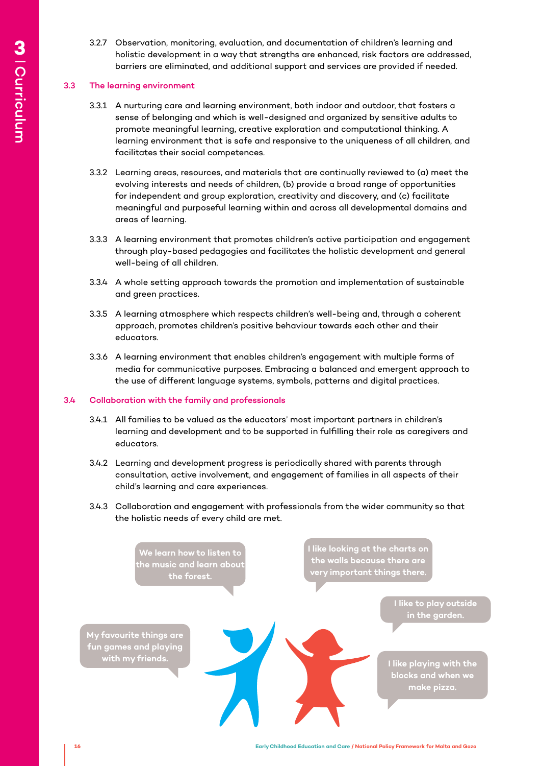3.2.7 Observation, monitoring, evaluation, and documentation of children's learning and holistic development in a way that strengths are enhanced, risk factors are addressed, barriers are eliminated, and additional support and services are provided if needed.

### 3.3 The learning environment

3.3.1 A nurturing care and learning environment, both indoor and outdoor, that fosters a sense of belonging and which is well-designed and organized by sensitive adults to promote meaningful learning, creative exploration and computational thinking. A learning environment that is safe and responsive to the uniqueness of all children, and facilitates their social competences.

3.3.2 Learning areas, resources, and materials that are continually reviewed to (a) meet the evolving interests and needs of children, (b) provide a broad range of opportunities for independent and group exploration, creativity and discovery, and (c) facilitate meaningful and purposeful learning within and across all developmental domains and areas of learning.

3.3.3 A learning environment that promotes children's active participation and engagement through play-based pedagogies and facilitates the holistic development and general well-being of all children.

3.3.4 A whole setting approach towards the promotion and implementation of sustainable and green practices.

3.3.5 A learning atmosphere which respects children's well-being and, through a coherent approach, promotes children's positive behaviour towards each other and their educators.

3.3.6 A learning environment that enables children's engagement with multiple forms of media for communicative purposes. Embracing a balanced and emergent approach to the use of different language systems, symbols, patterns and digital practices.

### 3.4 Collaboration with the family and professionals

3.4.1 All families to be valued as the educators' most important partners in children's learning and development and to be supported in fulfilling their role as caregivers and educators.

3.4.2 Learning and development progress is periodically shared with parents through consultation, active involvement, and engagement of families in all aspects of their child's learning and care experiences.

3.4.3 Collaboration and engagement with professionals from the wider community so that the holistic needs of every child are met.

We learn how to listen to the music and learn about the forest.

I like looking at the charts on the walls because there are very important things there.

I like to play outside in the garden.

My favourite things are fun games and playing with my friends.

I like playing with the blocks and when we make pizza.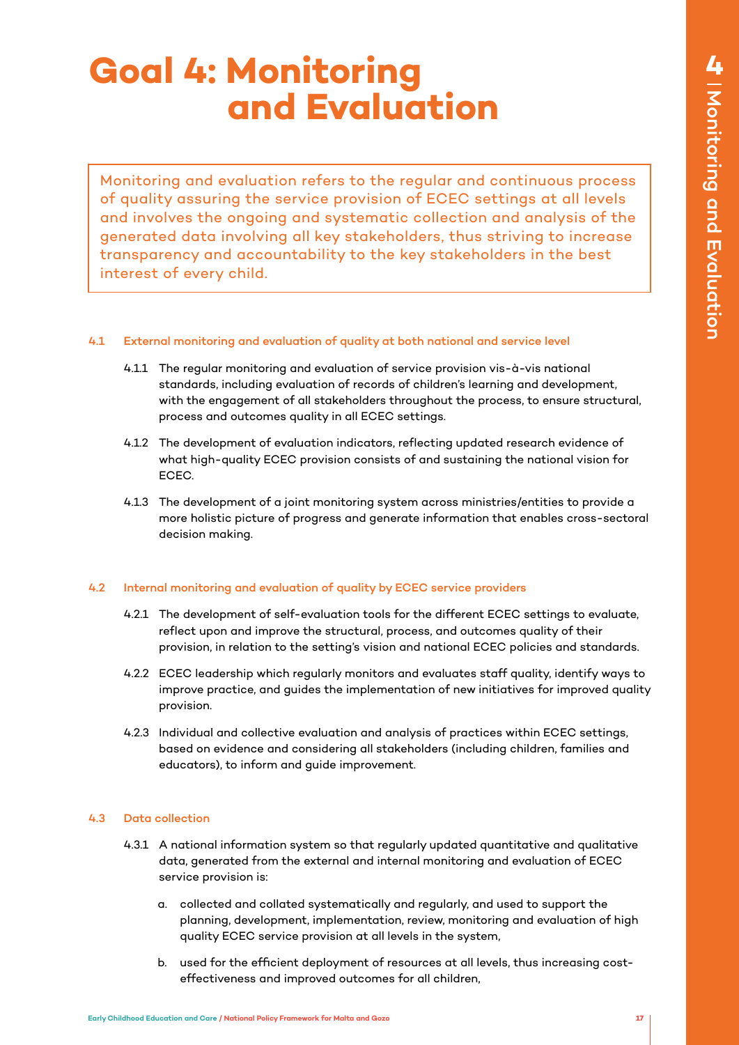# Goal 4: Monitoring and Evaluation

Monitoring and evaluation refers to the regular and continuous process of quality assuring the service provision of ECEC settings at all levels and involves the ongoing and systematic collection and analysis of the generated data involving all key stakeholders, thus striving to increase transparency and accountability to the key stakeholders in the best interest of every child.

### 4.1 External monitoring and evaluation of quality at both national and service level

4.1.1 The regular monitoring and evaluation of service provision vis-à-vis national standards, including evaluation of records of children's learning and development, with the engagement of all stakeholders throughout the process, to ensure structural, process and outcomes quality in all ECEC settings.

4.1.2 The development of evaluation indicators, reflecting updated research evidence of what high-quality ECEC provision consists of and sustaining the national vision for ECEC.

4.1.3 The development of a joint monitoring system across ministries/entities to provide a more holistic picture of progress and generate information that enables cross-sectoral decision making.

### 4.2 Internal monitoring and evaluation of quality by ECEC service providers

4.2.1 The development of self-evaluation tools for the different ECEC settings to evaluate, reflect upon and improve the structural, process, and outcomes quality of their provision, in relation to the setting's vision and national ECEC policies and standards.

4.2.2 ECEC leadership which regularly monitors and evaluates staff quality, identify ways to improve practice, and guides the implementation of new initiatives for improved quality provision.

4.2.3 Individual and collective evaluation and analysis of practices within ECEC settings, based on evidence and considering all stakeholders (including children, families and educators), to inform and guide improvement.

### 4.3 Data collection

4.3.1 A national information system so that regularly updated quantitative and qualitative data, generated from the external and internal monitoring and evaluation of ECEC service provision is:

a. collected and collated systematically and regularly, and used to support the planning, development, implementation, review, monitoring and evaluation of high quality ECEC service provision at all levels in the system,

b. used for the efficient deployment of resources at all levels, thus increasing cost-effectiveness and improved outcomes for all children,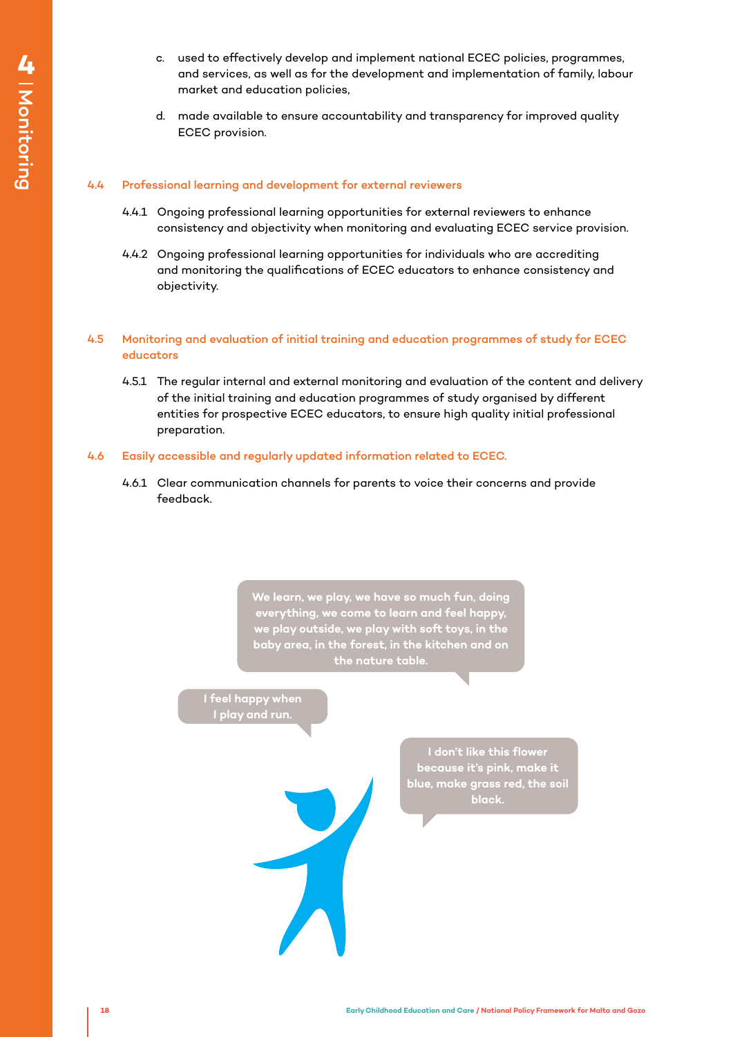c. used to effectively develop and implement national ECEC policies, programmes, and services, as well as for the development and implementation of family, labour market and education policies,

d. made available to ensure accountability and transparency for improved quality ECEC provision.

### 4.4 Professional learning and development for external reviewers

4.4.1 Ongoing professional learning opportunities for external reviewers to enhance consistency and objectivity when monitoring and evaluating ECEC service provision.

4.4.2 Ongoing professional learning opportunities for individuals who are accrediting and monitoring the qualifications of ECEC educators to enhance consistency and objectivity.

### 4.5 Monitoring and evaluation of initial training and education programmes of study for ECEC educators

4.5.1 The regular internal and external monitoring and evaluation of the content and delivery of the initial training and education programmes of study organised by different entities for prospective ECEC educators, to ensure high quality initial professional preparation.

### 4.6 Easily accessible and regularly updated information related to ECEC.

4.6.1 Clear communication channels for parents to voice their concerns and provide feedback.

**We learn, we play, we have so much fun, doing everything, we come to learn and feel happy, we play outside, we play with soft toys, in the baby area, in the forest, in the kitchen and on the nature table.**

**I feel happy when I play and run.**

**I don't like this flower because it's pink, make it blue, make grass red, the soil black.**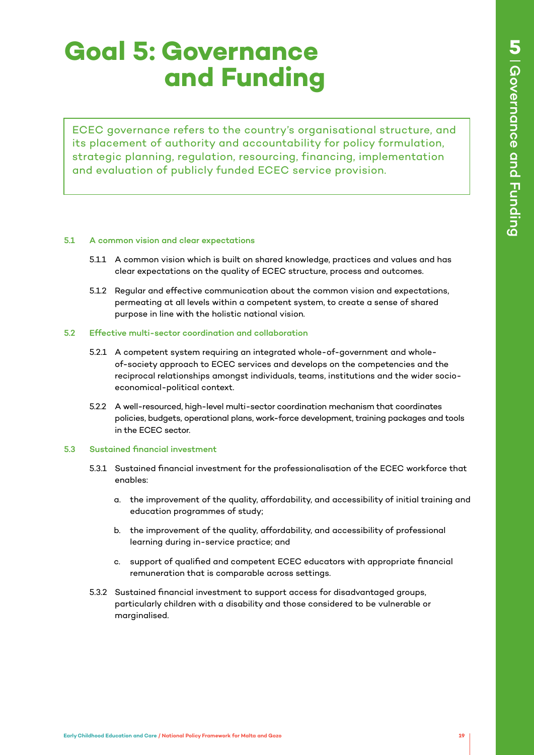# Goal 5: Governance and Funding

ECEC governance refers to the country's organisational structure, and its placement of authority and accountability for policy formulation, strategic planning, regulation, resourcing, financing, implementation and evaluation of publicly funded ECEC service provision.

### 5.1 A common vision and clear expectations

5.1.1 A common vision which is built on shared knowledge, practices and values and has clear expectations on the quality of ECEC structure, process and outcomes.

5.1.2 Regular and effective communication about the common vision and expectations, permeating at all levels within a competent system, to create a sense of shared purpose in line with the holistic national vision.

### 5.2 Effective multi-sector coordination and collaboration

5.2.1 A competent system requiring an integrated whole-of-government and whole-of-society approach to ECEC services and develops on the competencies and the reciprocal relationships amongst individuals, teams, institutions and the wider socio-economical-political context.

5.2.2 A well-resourced, high-level multi-sector coordination mechanism that coordinates policies, budgets, operational plans, work-force development, training packages and tools in the ECEC sector.

### 5.3 Sustained financial investment

5.3.1 Sustained financial investment for the professionalisation of the ECEC workforce that enables:

a. the improvement of the quality, affordability, and accessibility of initial training and education programmes of study;

b. the improvement of the quality, affordability, and accessibility of professional learning during in-service practice; and

c. support of qualified and competent ECEC educators with appropriate financial remuneration that is comparable across settings.

5.3.2 Sustained financial investment to support access for disadvantaged groups, particularly children with a disability and those considered to be vulnerable or marginalised.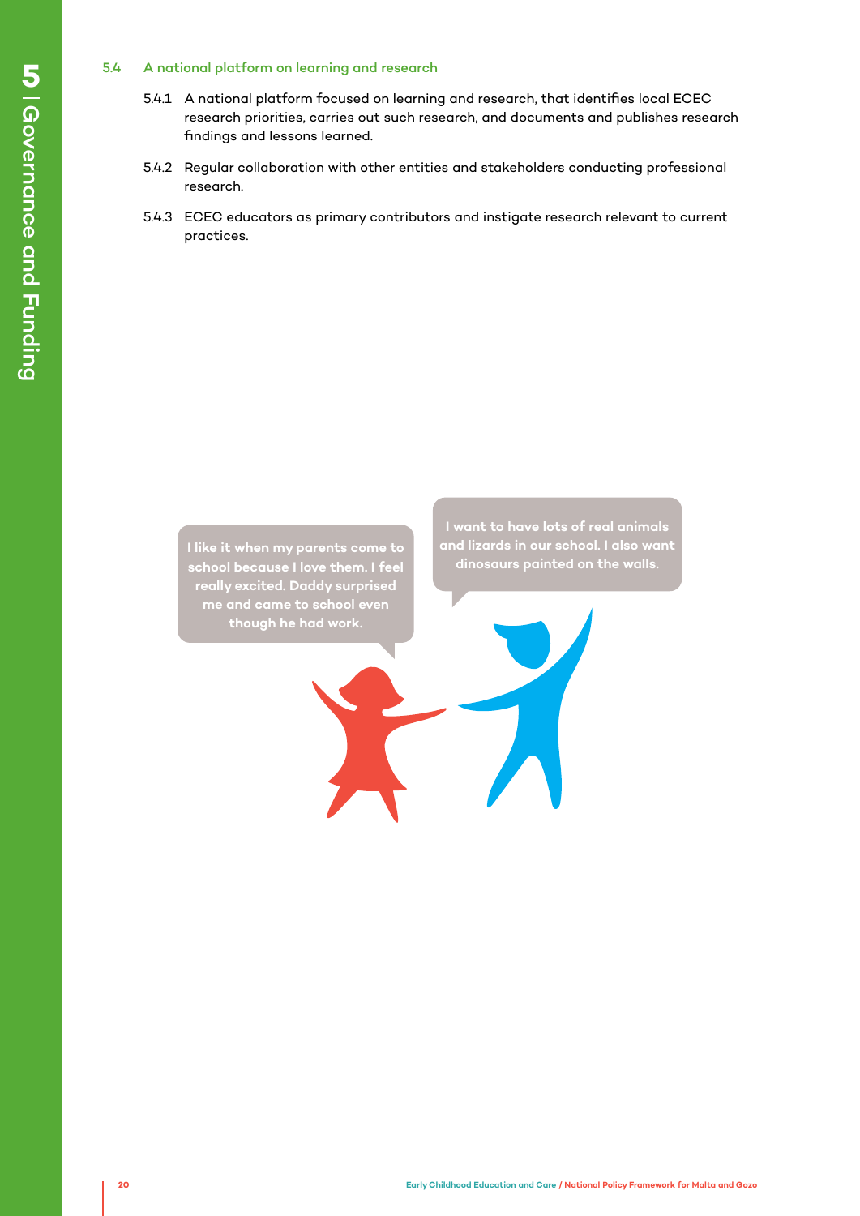### 5.4 A national platform on learning and research

5.4.1 A national platform focused on learning and research, that identifies local ECEC research priorities, carries out such research, and documents and publishes research findings and lessons learned.

5.4.2 Regular collaboration with other entities and stakeholders conducting professional research.

5.4.3 ECEC educators as primary contributors and instigate research relevant to current practices.

I like it when my parents come to school because I love them. I feel really excited. Daddy surprised me and came to school even though he had work.

I want to have lots of real animals and lizards in our school. I also want dinosaurs painted on the walls.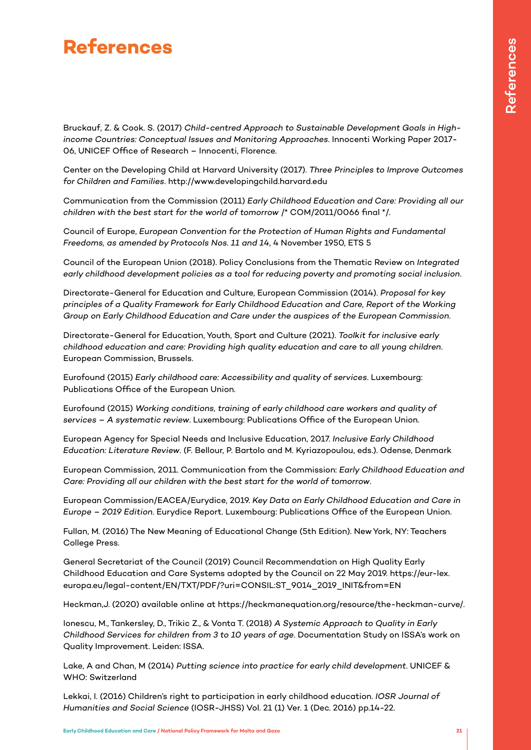# References

Bruckauf, Z. & Cook. S. (2017) *Child-centred Approach to Sustainable Development Goals in High-income Countries: Conceptual Issues and Monitoring Approaches*. Innocenti Working Paper 2017-06, UNICEF Office of Research – Innocenti, Florence.

Center on the Developing Child at Harvard University (2017). *Three Principles to Improve Outcomes for Children and Families*. http://www.developingchild.harvard.edu

Communication from the Commission (2011) *Early Childhood Education and Care: Providing all our children with the best start for the world of tomorrow* /* COM/2011/0066 final */.

Council of Europe, *European Convention for the Protection of Human Rights and Fundamental Freedoms, as amended by Protocols Nos. 11 and 14*, 4 November 1950, ETS 5

Council of the European Union (2018). Policy Conclusions from the Thematic Review on *Integrated early childhood development policies as a tool for reducing poverty and promoting social inclusion*.

Directorate-General for Education and Culture, European Commission (2014). *Proposal for key principles of a Quality Framework for Early Childhood Education and Care, Report of the Working Group on Early Childhood Education and Care under the auspices of the European Commission*.

Directorate-General for Education, Youth, Sport and Culture (2021). *Toolkit for inclusive early childhood education and care: Providing high quality education and care to all young children*. European Commission, Brussels.

Eurofound (2015) *Early childhood care: Accessibility and quality of services*. Luxembourg: Publications Office of the European Union.

Eurofound (2015) *Working conditions, training of early childhood care workers and quality of services – A systematic review*. Luxembourg: Publications Office of the European Union.

European Agency for Special Needs and Inclusive Education, 2017. *Inclusive Early Childhood Education: Literature Review*. (F. Bellour, P. Bartolo and M. Kyriazopoulou, eds.). Odense, Denmark

European Commission, 2011. Communication from the Commission: *Early Childhood Education and Care: Providing all our children with the best start for the world of tomorrow*.

European Commission/EACEA/Eurydice, 2019. *Key Data on Early Childhood Education and Care in Europe – 2019 Edition*. Eurydice Report. Luxembourg: Publications Office of the European Union.

Fullan, M. (2016) The New Meaning of Educational Change (5th Edition). New York, NY: Teachers College Press.

General Secretariat of the Council (2019) Council Recommendation on High Quality Early Childhood Education and Care Systems adopted by the Council on 22 May 2019. https://eur-lex.europa.eu/legal-content/EN/TXT/PDF/?uri=CONSIL:ST_9014_2019_INIT&from=EN

Heckman,J. (2020) available online at https://heckmanequation.org/resource/the-heckman-curve/.

Ionescu, M., Tankersley, D., Trikic Z., & Vonta T. (2018) *A Systemic Approach to Quality in Early Childhood Services for children from 3 to 10 years of age*. Documentation Study on ISSA's work on Quality Improvement. Leiden: ISSA.

Lake, A and Chan, M (2014) *Putting science into practice for early child development*. UNICEF & WHO: Switzerland

Lekkai, I. (2016) Children's right to participation in early childhood education. *IOSR Journal of Humanities and Social Science* (IOSR-JHSS) Vol. 21 (1) Ver. 1 (Dec. 2016) pp.14-22.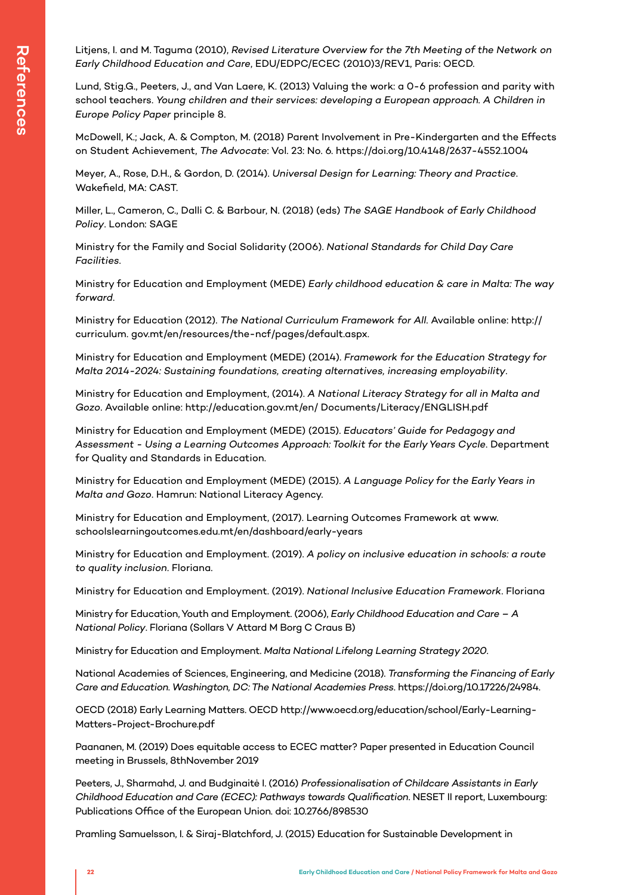Litjens, I. and M. Taguma (2010), *Revised Literature Overview for the 7th Meeting of the Network on Early Childhood Education and Care*, EDU/EDPC/ECEC (2010)3/REV1, Paris: OECD.

Lund, Stig.G., Peeters, J., and Van Laere, K. (2013) Valuing the work: a 0-6 profession and parity with school teachers. *Young children and their services: developing a European approach. A Children in Europe Policy Paper* principle 8.

McDowell, K.; Jack, A. & Compton, M. (2018) Parent Involvement in Pre-Kindergarten and the Effects on Student Achievement, *The Advocate*: Vol. 23: No. 6. https://doi.org/10.4148/2637-4552.1004

Meyer, A., Rose, D.H., & Gordon, D. (2014). *Universal Design for Learning: Theory and Practice*. Wakefield, MA: CAST.

Miller, L., Cameron, C., Dalli C. & Barbour, N. (2018) (eds) *The SAGE Handbook of Early Childhood Policy*. London: SAGE

Ministry for the Family and Social Solidarity (2006). *National Standards for Child Day Care Facilities*.

Ministry for Education and Employment (MEDE) *Early childhood education & care in Malta: The way forward*.

Ministry for Education (2012). *The National Curriculum Framework for All.* Available online: http://curriculum. gov.mt/en/resources/the-ncf/pages/default.aspx.

Ministry for Education and Employment (MEDE) (2014). *Framework for the Education Strategy for Malta 2014-2024: Sustaining foundations, creating alternatives, increasing employability*.

Ministry for Education and Employment, (2014). *A National Literacy Strategy for all in Malta and Gozo*. Available online: http://education.gov.mt/en/ Documents/Literacy/ENGLISH.pdf

Ministry for Education and Employment (MEDE) (2015). *Educators' Guide for Pedagogy and Assessment - Using a Learning Outcomes Approach: Toolkit for the Early Years Cycle*. Department for Quality and Standards in Education.

Ministry for Education and Employment (MEDE) (2015). *A Language Policy for the Early Years in Malta and Gozo*. Hamrun: National Literacy Agency.

Ministry for Education and Employment, (2017). Learning Outcomes Framework at www. schoolslearningoutcomes.edu.mt/en/dashboard/early-years

Ministry for Education and Employment. (2019). *A policy on inclusive education in schools: a route to quality inclusion*. Floriana.

Ministry for Education and Employment. (2019). *National Inclusive Education Framework*. Floriana

Ministry for Education, Youth and Employment. (2006), *Early Childhood Education and Care – A National Policy*. Floriana (Sollars V Attard M Borg C Craus B)

Ministry for Education and Employment. *Malta National Lifelong Learning Strategy 2020*.

National Academies of Sciences, Engineering, and Medicine (2018). *Transforming the Financing of Early Care and Education. Washington, DC: The National Academies Press*. https://doi.org/10.17226/24984.

OECD (2018) Early Learning Matters. OECD http://www.oecd.org/education/school/Early-Learning-Matters-Project-Brochure.pdf

Paananen, M. (2019) Does equitable access to ECEC matter? Paper presented in Education Council meeting in Brussels, 8thNovember 2019

Peeters, J., Sharmahd, J. and Budginaitė I. (2016) *Professionalisation of Childcare Assistants in Early Childhood Education and Care (ECEC): Pathways towards Qualification*. NESET II report, Luxembourg: Publications Office of the European Union. doi: 10.2766/898530

Pramling Samuelsson, I. & Siraj-Blatchford, J. (2015) Education for Sustainable Development in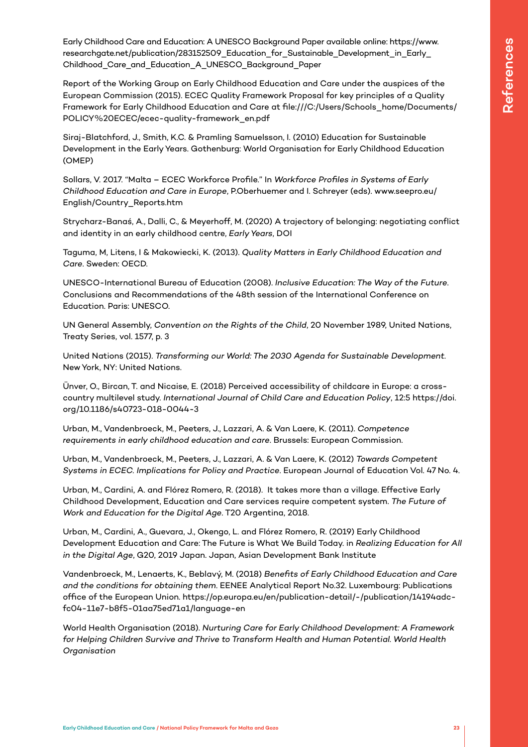Early Childhood Care and Education: A UNESCO Background Paper available online: https://www.researchgate.net/publication/283152509_Education_for_Sustainable_Development_in_Early_Childhood_Care_and_Education_A_UNESCO_Background_Paper

Report of the Working Group on Early Childhood Education and Care under the auspices of the European Commission (2015). ECEC Quality Framework Proposal for key principles of a Quality Framework for Early Childhood Education and Care at file:///C:/Users/Schools_home/Documents/POLICY%20ECEC/ecec-quality-framework_en.pdf

Siraj-Blatchford, J., Smith, K.C. & Pramling Samuelsson, I. (2010) Education for Sustainable Development in the Early Years. Gothenburg: World Organisation for Early Childhood Education (OMEP)

Sollars, V. 2017. "Malta – ECEC Workforce Profile." In *Workforce Profiles in Systems of Early Childhood Education and Care in Europe*, P.Oberhuemer and I. Schreyer (eds). www.seepro.eu/English/Country_Reports.htm

Strycharz-Banaś, A., Dalli, C., & Meyerhoff, M. (2020) A trajectory of belonging: negotiating conflict and identity in an early childhood centre, *Early Years*, DOI

Taguma, M, Litens, I & Makowiecki, K. (2013). *Quality Matters in Early Childhood Education and Care*. Sweden: OECD.

UNESCO-International Bureau of Education (2008). *Inclusive Education: The Way of the Future*. Conclusions and Recommendations of the 48th session of the International Conference on Education. Paris: UNESCO.

UN General Assembly, *Convention on the Rights of the Child*, 20 November 1989, United Nations, Treaty Series, vol. 1577, p. 3

United Nations (2015). *Transforming our World: The 2030 Agenda for Sustainable Development*. New York, NY: United Nations.

Ünver, O., Bircan, T. and Nicaise, E. (2018) Perceived accessibility of childcare in Europe: a cross-country multilevel study. *International Journal of Child Care and Education Policy*, 12:5 https://doi.org/10.1186/s40723-018-0044-3

Urban, M., Vandenbroeck, M., Peeters, J., Lazzari, A. & Van Laere, K. (2011). *Competence requirements in early childhood education and care*. Brussels: European Commission.

Urban, M., Vandenbroeck, M., Peeters, J., Lazzari, A. & Van Laere, K. (2012) *Towards Competent Systems in ECEC. Implications for Policy and Practice*. European Journal of Education Vol. 47 No. 4.

Urban, M., Cardini, A. and Flórez Romero, R. (2018). It takes more than a village. Effective Early Childhood Development, Education and Care services require competent system. *The Future of Work and Education for the Digital Age*. T20 Argentina, 2018.

Urban, M., Cardini, A., Guevara, J., Okengo, L. and Flórez Romero, R. (2019) Early Childhood Development Education and Care: The Future is What We Build Today. in *Realizing Education for All in the Digital Age*, G20, 2019 Japan. Japan, Asian Development Bank Institute

Vandenbroeck, M., Lenaerts, K., Beblavý, M. (2018) *Benefits of Early Childhood Education and Care and the conditions for obtaining them*. EENEE Analytical Report No.32. Luxembourg: Publications office of the European Union. https://op.europa.eu/en/publication-detail/-/publication/14194adc-fc04-11e7-b8f5-01aa75ed71a1/language-en

World Health Organisation (2018). *Nurturing Care for Early Childhood Development: A Framework for Helping Children Survive and Thrive to Transform Health and Human Potential. World Health Organisation*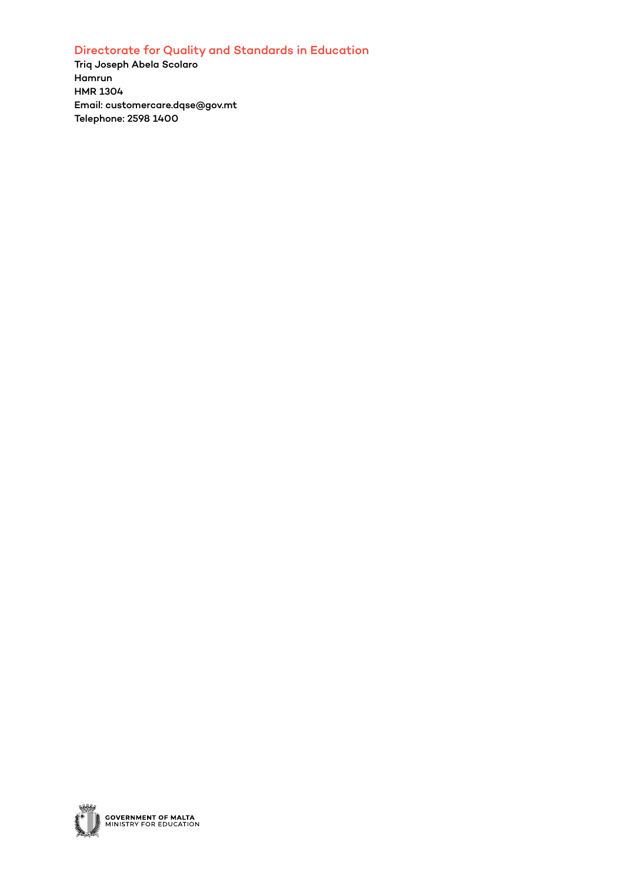**Directorate for Quality and Standards in Education**

**Triq Joseph Abela Scolaro**
**Hamrun**
**HMR 1304**
**Email: customercare.dqse@gov.mt**
**Telephone: 2598 1400**

GOVERNMENT OF MALTA
MINISTRY FOR EDUCATION